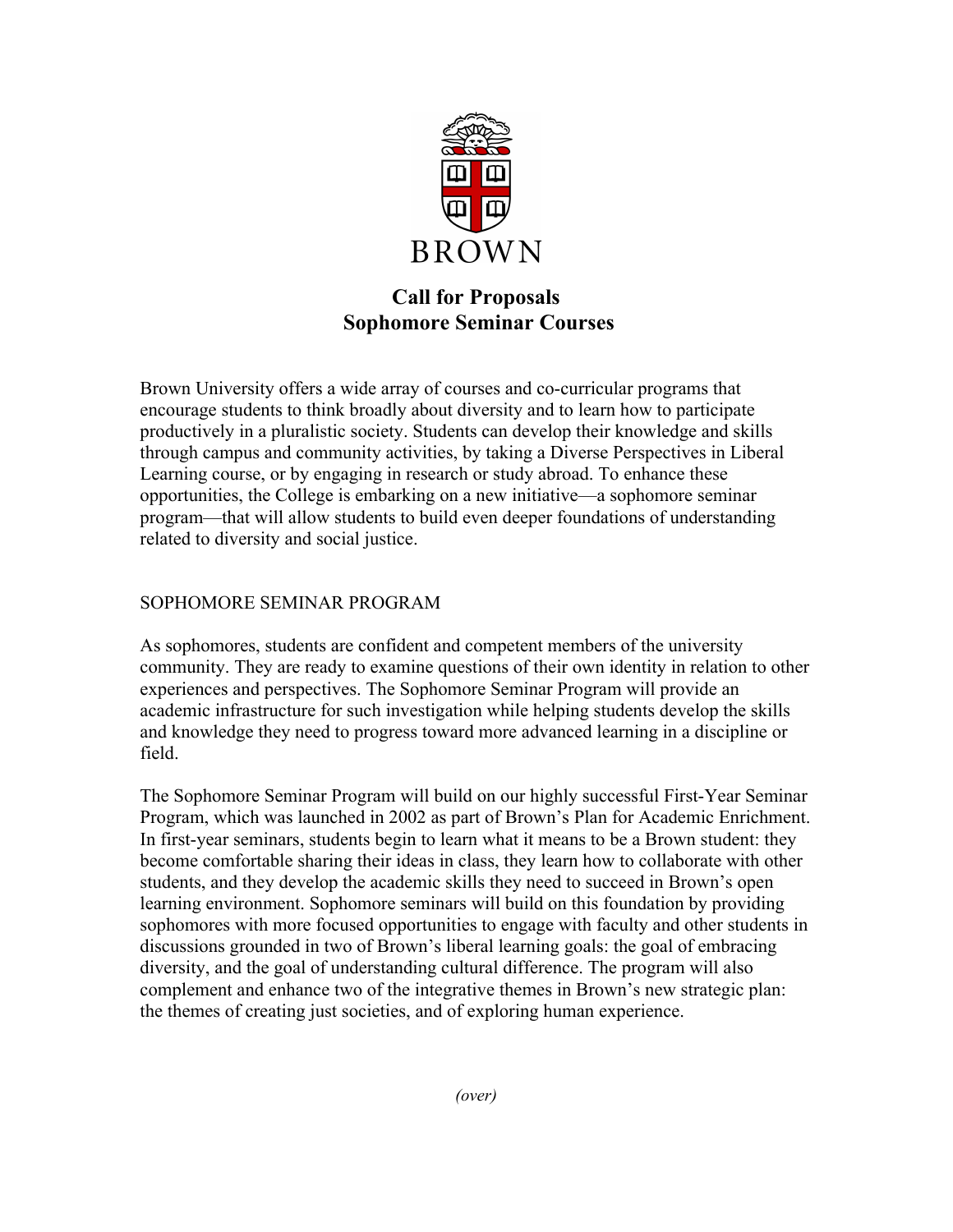BROWN

# Call for Proposals
# Sophomore Seminar Courses

Brown University offers a wide array of courses and co-curricular programs that encourage students to think broadly about diversity and to learn how to participate productively in a pluralistic society. Students can develop their knowledge and skills through campus and community activities, by taking a Diverse Perspectives in Liberal Learning course, or by engaging in research or study abroad. To enhance these opportunities, the College is embarking on a new initiative—a sophomore seminar program—that will allow students to build even deeper foundations of understanding related to diversity and social justice.

## SOPHOMORE SEMINAR PROGRAM

As sophomores, students are confident and competent members of the university community. They are ready to examine questions of their own identity in relation to other experiences and perspectives. The Sophomore Seminar Program will provide an academic infrastructure for such investigation while helping students develop the skills and knowledge they need to progress toward more advanced learning in a discipline or field.

The Sophomore Seminar Program will build on our highly successful First-Year Seminar Program, which was launched in 2002 as part of Brown's Plan for Academic Enrichment. In first-year seminars, students begin to learn what it means to be a Brown student: they become comfortable sharing their ideas in class, they learn how to collaborate with other students, and they develop the academic skills they need to succeed in Brown's open learning environment. Sophomore seminars will build on this foundation by providing sophomores with more focused opportunities to engage with faculty and other students in discussions grounded in two of Brown's liberal learning goals: the goal of embracing diversity, and the goal of understanding cultural difference. The program will also complement and enhance two of the integrative themes in Brown's new strategic plan: the themes of creating just societies, and of exploring human experience.

*(over)*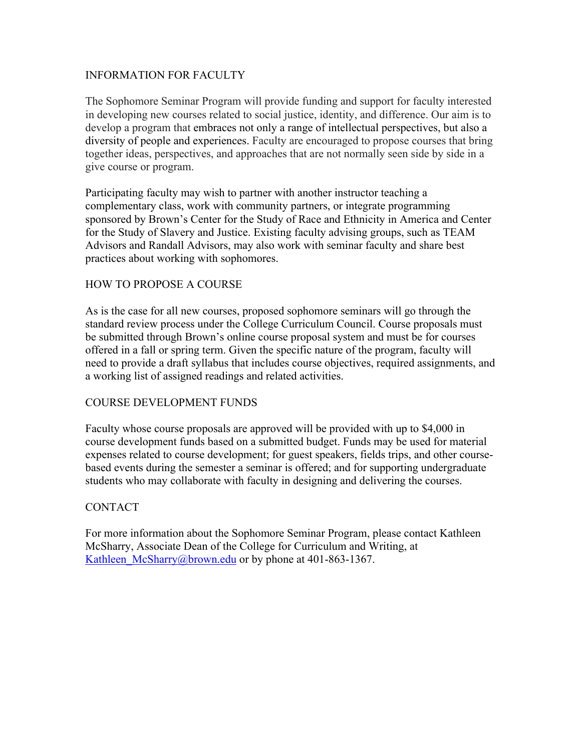## INFORMATION FOR FACULTY

The Sophomore Seminar Program will provide funding and support for faculty interested in developing new courses related to social justice, identity, and difference. Our aim is to develop a program that embraces not only a range of intellectual perspectives, but also a diversity of people and experiences. Faculty are encouraged to propose courses that bring together ideas, perspectives, and approaches that are not normally seen side by side in a give course or program.

Participating faculty may wish to partner with another instructor teaching a complementary class, work with community partners, or integrate programming sponsored by Brown's Center for the Study of Race and Ethnicity in America and Center for the Study of Slavery and Justice. Existing faculty advising groups, such as TEAM Advisors and Randall Advisors, may also work with seminar faculty and share best practices about working with sophomores.

## HOW TO PROPOSE A COURSE

As is the case for all new courses, proposed sophomore seminars will go through the standard review process under the College Curriculum Council. Course proposals must be submitted through Brown's online course proposal system and must be for courses offered in a fall or spring term. Given the specific nature of the program, faculty will need to provide a draft syllabus that includes course objectives, required assignments, and a working list of assigned readings and related activities.

## COURSE DEVELOPMENT FUNDS

Faculty whose course proposals are approved will be provided with up to $4,000 in course development funds based on a submitted budget. Funds may be used for material expenses related to course development; for guest speakers, fields trips, and other course-based events during the semester a seminar is offered; and for supporting undergraduate students who may collaborate with faculty in designing and delivering the courses.

## CONTACT

For more information about the Sophomore Seminar Program, please contact Kathleen McSharry, Associate Dean of the College for Curriculum and Writing, at Kathleen_McSharry@brown.edu or by phone at 401-863-1367.